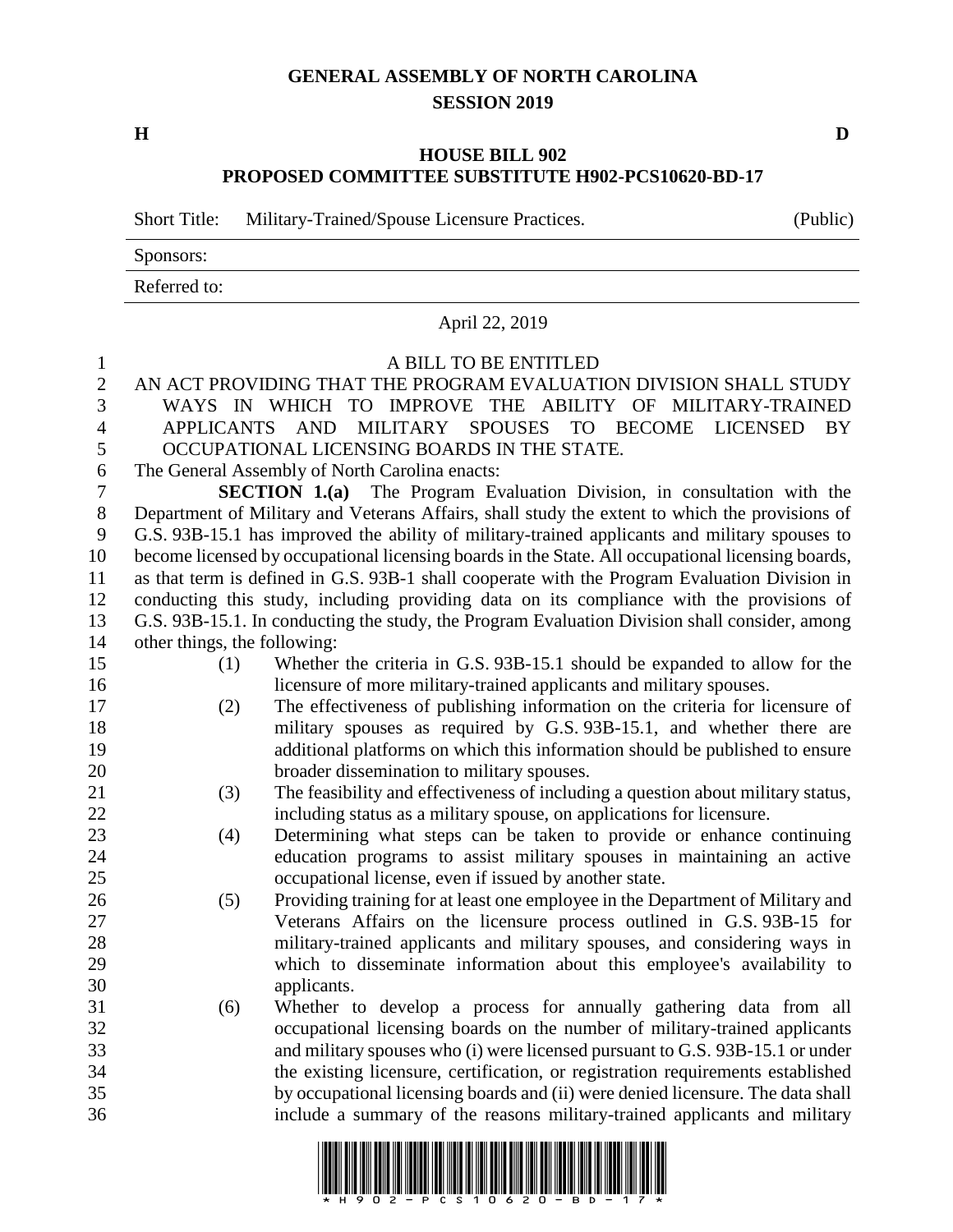# GENERAL ASSEMBLY OF NORTH CAROLINA
## SESSION 2019

**H** **D**

## HOUSE BILL 902
## PROPOSED COMMITTEE SUBSTITUTE H902-PCS10620-BD-17

| Short Title: | Military-Trained/Spouse Licensure Practices. | (Public) |
|---|---|---|
| Sponsors: | | |
| Referred to: | | |

April 22, 2019

A BILL TO BE ENTITLED

AN ACT PROVIDING THAT THE PROGRAM EVALUATION DIVISION SHALL STUDY WAYS IN WHICH TO IMPROVE THE ABILITY OF MILITARY-TRAINED APPLICANTS AND MILITARY SPOUSES TO BECOME LICENSED BY OCCUPATIONAL LICENSING BOARDS IN THE STATE.

The General Assembly of North Carolina enacts:

**SECTION 1.(a)** The Program Evaluation Division, in consultation with the Department of Military and Veterans Affairs, shall study the extent to which the provisions of G.S. 93B-15.1 has improved the ability of military-trained applicants and military spouses to become licensed by occupational licensing boards in the State. All occupational licensing boards, as that term is defined in G.S. 93B-1 shall cooperate with the Program Evaluation Division in conducting this study, including providing data on its compliance with the provisions of G.S. 93B-15.1. In conducting the study, the Program Evaluation Division shall consider, among other things, the following:

(1) Whether the criteria in G.S. 93B-15.1 should be expanded to allow for the licensure of more military-trained applicants and military spouses.

(2) The effectiveness of publishing information on the criteria for licensure of military spouses as required by G.S. 93B-15.1, and whether there are additional platforms on which this information should be published to ensure broader dissemination to military spouses.

(3) The feasibility and effectiveness of including a question about military status, including status as a military spouse, on applications for licensure.

(4) Determining what steps can be taken to provide or enhance continuing education programs to assist military spouses in maintaining an active occupational license, even if issued by another state.

(5) Providing training for at least one employee in the Department of Military and Veterans Affairs on the licensure process outlined in G.S. 93B-15 for military-trained applicants and military spouses, and considering ways in which to disseminate information about this employee's availability to applicants.

(6) Whether to develop a process for annually gathering data from all occupational licensing boards on the number of military-trained applicants and military spouses who (i) were licensed pursuant to G.S. 93B-15.1 or under the existing licensure, certification, or registration requirements established by occupational licensing boards and (ii) were denied licensure. The data shall include a summary of the reasons military-trained applicants and military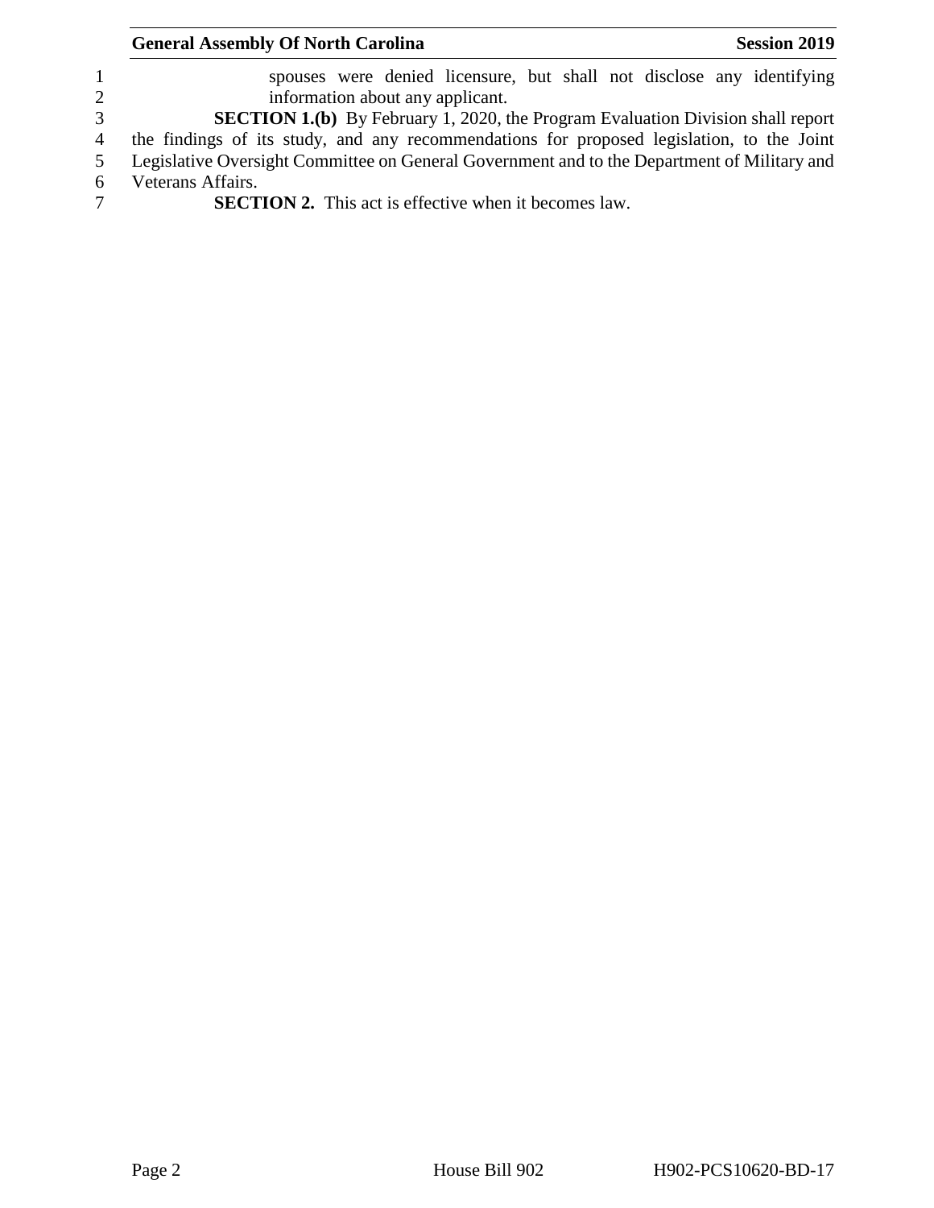spouses were denied licensure, but shall not disclose any identifying information about any applicant.

**SECTION 1.(b)** By February 1, 2020, the Program Evaluation Division shall report the findings of its study, and any recommendations for proposed legislation, to the Joint Legislative Oversight Committee on General Government and to the Department of Military and Veterans Affairs.

**SECTION 2.** This act is effective when it becomes law.